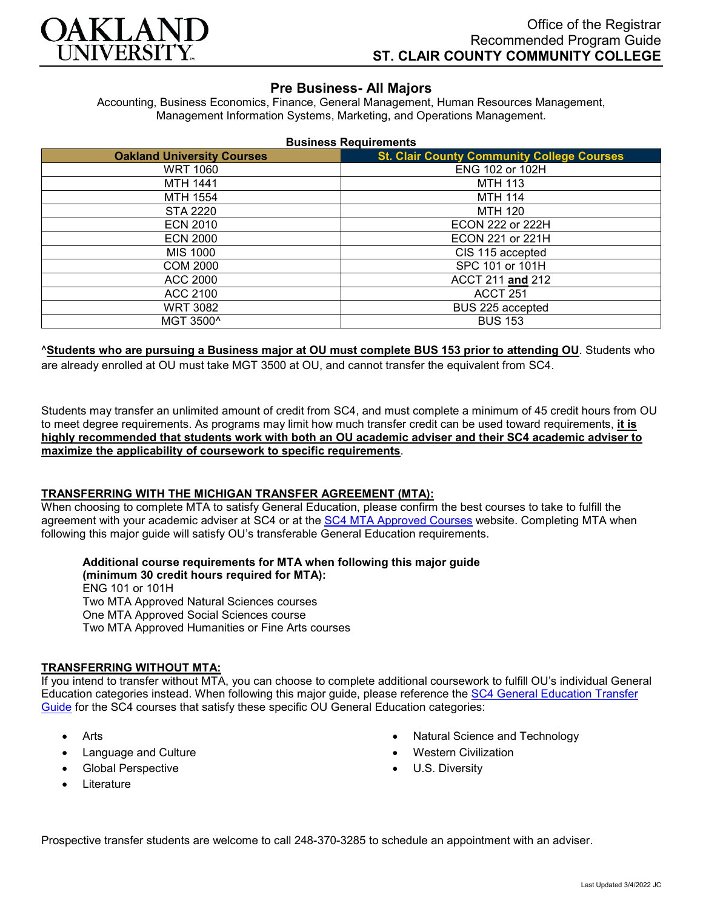# OAKLAND UNIVERSITY

Office of the Registrar
Recommended Program Guide
**ST. CLAIR COUNTY COMMUNITY COLLEGE**

## Pre Business- All Majors

Accounting, Business Economics, Finance, General Management, Human Resources Management, Management Information Systems, Marketing, and Operations Management.

**Business Requirements**

| Oakland University Courses | St. Clair County Community College Courses |
|---|---|
| WRT 1060 | ENG 102 or 102H |
| MTH 1441 | MTH 113 |
| MTH 1554 | MTH 114 |
| STA 2220 | MTH 120 |
| ECN 2010 | ECON 222 or 222H |
| ECN 2000 | ECON 221 or 221H |
| MIS 1000 | CIS 115 accepted |
| COM 2000 | SPC 101 or 101H |
| ACC 2000 | ACCT 211 **and** 212 |
| ACC 2100 | ACCT 251 |
| WRT 3082 | BUS 225 accepted |
| MGT 3500^ | BUS 153 |

^**Students who are pursuing a Business major at OU must complete BUS 153 prior to attending OU**. Students who are already enrolled at OU must take MGT 3500 at OU, and cannot transfer the equivalent from SC4.

Students may transfer an unlimited amount of credit from SC4, and must complete a minimum of 45 credit hours from OU to meet degree requirements. As programs may limit how much transfer credit can be used toward requirements, **it is highly recommended that students work with both an OU academic adviser and their SC4 academic adviser to maximize the applicability of coursework to specific requirements**.

### TRANSFERRING WITH THE MICHIGAN TRANSFER AGREEMENT (MTA):

When choosing to complete MTA to satisfy General Education, please confirm the best courses to take to fulfill the agreement with your academic adviser at SC4 or at the SC4 MTA Approved Courses website. Completing MTA when following this major guide will satisfy OU's transferable General Education requirements.

**Additional course requirements for MTA when following this major guide (minimum 30 credit hours required for MTA):**
ENG 101 or 101H
Two MTA Approved Natural Sciences courses
One MTA Approved Social Sciences course
Two MTA Approved Humanities or Fine Arts courses

### TRANSFERRING WITHOUT MTA:

If you intend to transfer without MTA, you can choose to complete additional coursework to fulfill OU's individual General Education categories instead. When following this major guide, please reference the SC4 General Education Transfer Guide for the SC4 courses that satisfy these specific OU General Education categories:

- Arts
- Language and Culture
- Global Perspective
- Literature
- Natural Science and Technology
- Western Civilization
- U.S. Diversity

Prospective transfer students are welcome to call 248-370-3285 to schedule an appointment with an adviser.

Last Updated 3/4/2022 JC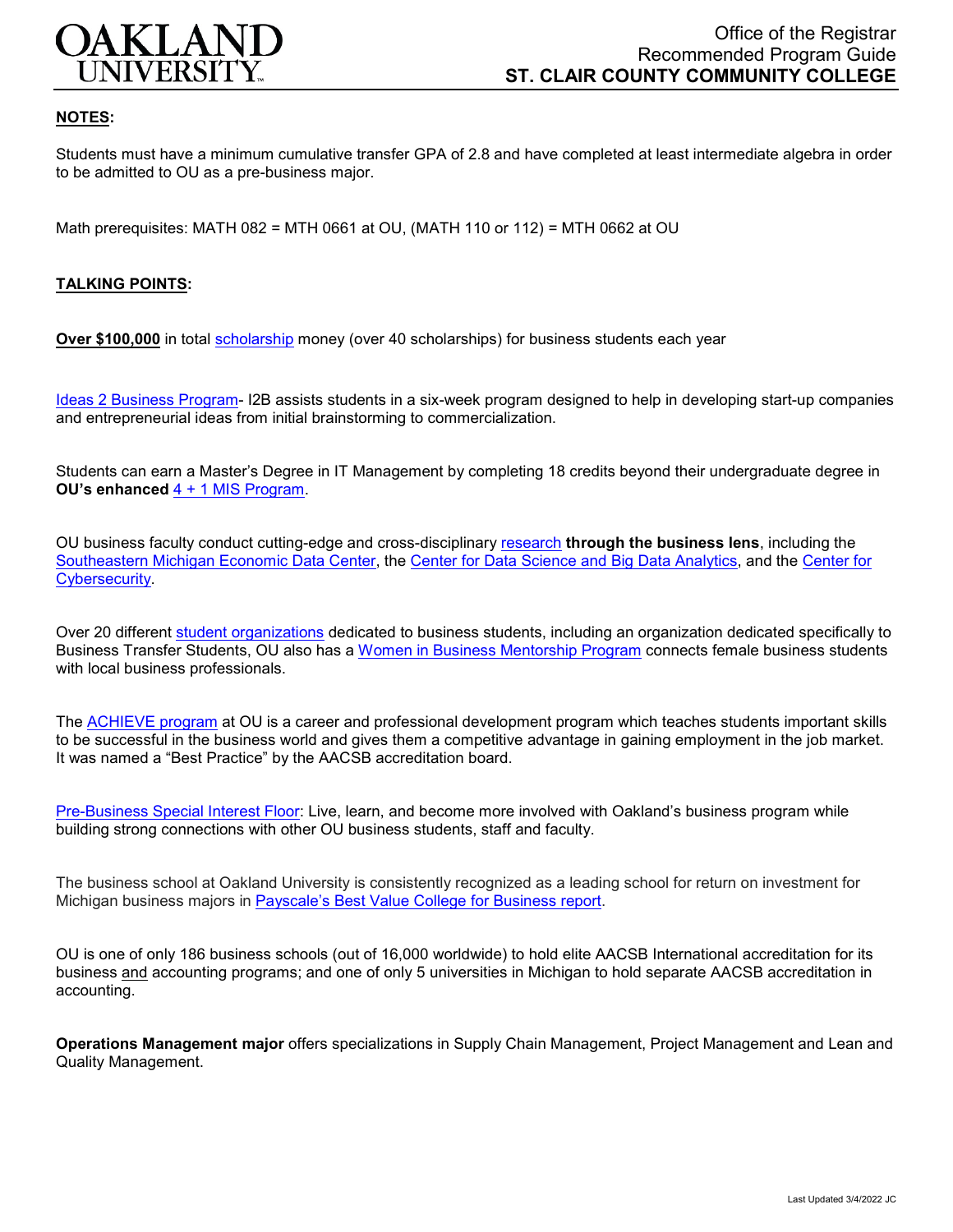**NOTES:**

Students must have a minimum cumulative transfer GPA of 2.8 and have completed at least intermediate algebra in order to be admitted to OU as a pre-business major.

Math prerequisites: MATH 082 = MTH 0661 at OU, (MATH 110 or 112) = MTH 0662 at OU

**TALKING POINTS:**

**Over $100,000** in total scholarship money (over 40 scholarships) for business students each year

Ideas 2 Business Program- I2B assists students in a six-week program designed to help in developing start-up companies and entrepreneurial ideas from initial brainstorming to commercialization.

Students can earn a Master's Degree in IT Management by completing 18 credits beyond their undergraduate degree in **OU's enhanced** 4 + 1 MIS Program.

OU business faculty conduct cutting-edge and cross-disciplinary research **through the business lens**, including the Southeastern Michigan Economic Data Center, the Center for Data Science and Big Data Analytics, and the Center for Cybersecurity.

Over 20 different student organizations dedicated to business students, including an organization dedicated specifically to Business Transfer Students, OU also has a Women in Business Mentorship Program connects female business students with local business professionals.

The ACHIEVE program at OU is a career and professional development program which teaches students important skills to be successful in the business world and gives them a competitive advantage in gaining employment in the job market. It was named a "Best Practice" by the AACSB accreditation board.

Pre-Business Special Interest Floor: Live, learn, and become more involved with Oakland's business program while building strong connections with other OU business students, staff and faculty.

The business school at Oakland University is consistently recognized as a leading school for return on investment for Michigan business majors in Payscale's Best Value College for Business report.

OU is one of only 186 business schools (out of 16,000 worldwide) to hold elite AACSB International accreditation for its business and accounting programs; and one of only 5 universities in Michigan to hold separate AACSB accreditation in accounting.

**Operations Management major** offers specializations in Supply Chain Management, Project Management and Lean and Quality Management.

Last Updated 3/4/2022 JC